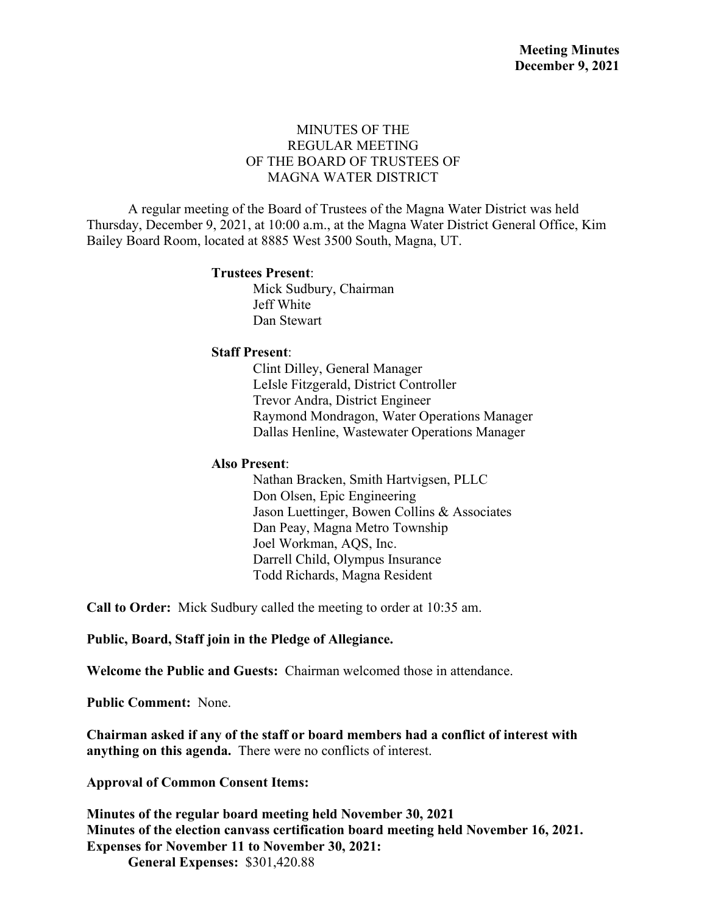**Meeting Minutes**
**December 9, 2021**

# MINUTES OF THE REGULAR MEETING OF THE BOARD OF TRUSTEES OF MAGNA WATER DISTRICT

A regular meeting of the Board of Trustees of the Magna Water District was held Thursday, December 9, 2021, at 10:00 a.m., at the Magna Water District General Office, Kim Bailey Board Room, located at 8885 West 3500 South, Magna, UT.

**Trustees Present**:

Mick Sudbury, Chairman
Jeff White
Dan Stewart

**Staff Present**:

Clint Dilley, General Manager
LeIsle Fitzgerald, District Controller
Trevor Andra, District Engineer
Raymond Mondragon, Water Operations Manager
Dallas Henline, Wastewater Operations Manager

**Also Present**:

Nathan Bracken, Smith Hartvigsen, PLLC
Don Olsen, Epic Engineering
Jason Luettinger, Bowen Collins & Associates
Dan Peay, Magna Metro Township
Joel Workman, AQS, Inc.
Darrell Child, Olympus Insurance
Todd Richards, Magna Resident

**Call to Order:** Mick Sudbury called the meeting to order at 10:35 am.

**Public, Board, Staff join in the Pledge of Allegiance.**

**Welcome the Public and Guests:** Chairman welcomed those in attendance.

**Public Comment:** None.

**Chairman asked if any of the staff or board members had a conflict of interest with anything on this agenda.** There were no conflicts of interest.

**Approval of Common Consent Items:**

**Minutes of the regular board meeting held November 30, 2021**
**Minutes of the election canvass certification board meeting held November 16, 2021.**
**Expenses for November 11 to November 30, 2021:**

**General Expenses:** $301,420.88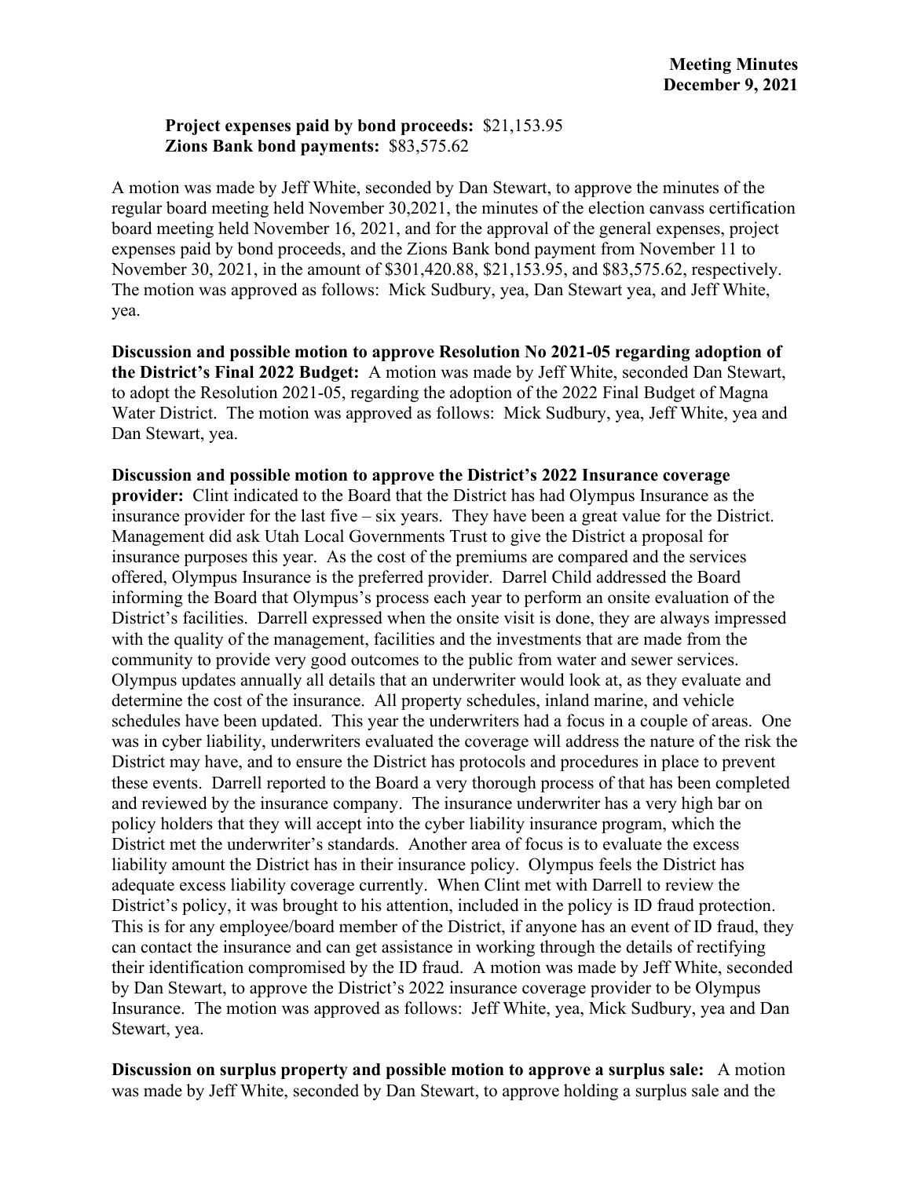**Project expenses paid by bond proceeds:** $21,153.95
**Zions Bank bond payments:** $83,575.62

A motion was made by Jeff White, seconded by Dan Stewart, to approve the minutes of the regular board meeting held November 30,2021, the minutes of the election canvass certification board meeting held November 16, 2021, and for the approval of the general expenses, project expenses paid by bond proceeds, and the Zions Bank bond payment from November 11 to November 30, 2021, in the amount of $301,420.88, $21,153.95, and $83,575.62, respectively. The motion was approved as follows: Mick Sudbury, yea, Dan Stewart yea, and Jeff White, yea.

**Discussion and possible motion to approve Resolution No 2021-05 regarding adoption of the District's Final 2022 Budget:** A motion was made by Jeff White, seconded Dan Stewart, to adopt the Resolution 2021-05, regarding the adoption of the 2022 Final Budget of Magna Water District. The motion was approved as follows: Mick Sudbury, yea, Jeff White, yea and Dan Stewart, yea.

**Discussion and possible motion to approve the District's 2022 Insurance coverage provider:** Clint indicated to the Board that the District has had Olympus Insurance as the insurance provider for the last five – six years. They have been a great value for the District. Management did ask Utah Local Governments Trust to give the District a proposal for insurance purposes this year. As the cost of the premiums are compared and the services offered, Olympus Insurance is the preferred provider. Darrel Child addressed the Board informing the Board that Olympus's process each year to perform an onsite evaluation of the District's facilities. Darrell expressed when the onsite visit is done, they are always impressed with the quality of the management, facilities and the investments that are made from the community to provide very good outcomes to the public from water and sewer services. Olympus updates annually all details that an underwriter would look at, as they evaluate and determine the cost of the insurance. All property schedules, inland marine, and vehicle schedules have been updated. This year the underwriters had a focus in a couple of areas. One was in cyber liability, underwriters evaluated the coverage will address the nature of the risk the District may have, and to ensure the District has protocols and procedures in place to prevent these events. Darrell reported to the Board a very thorough process of that has been completed and reviewed by the insurance company. The insurance underwriter has a very high bar on policy holders that they will accept into the cyber liability insurance program, which the District met the underwriter's standards. Another area of focus is to evaluate the excess liability amount the District has in their insurance policy. Olympus feels the District has adequate excess liability coverage currently. When Clint met with Darrell to review the District's policy, it was brought to his attention, included in the policy is ID fraud protection. This is for any employee/board member of the District, if anyone has an event of ID fraud, they can contact the insurance and can get assistance in working through the details of rectifying their identification compromised by the ID fraud. A motion was made by Jeff White, seconded by Dan Stewart, to approve the District's 2022 insurance coverage provider to be Olympus Insurance. The motion was approved as follows: Jeff White, yea, Mick Sudbury, yea and Dan Stewart, yea.

**Discussion on surplus property and possible motion to approve a surplus sale:** A motion was made by Jeff White, seconded by Dan Stewart, to approve holding a surplus sale and the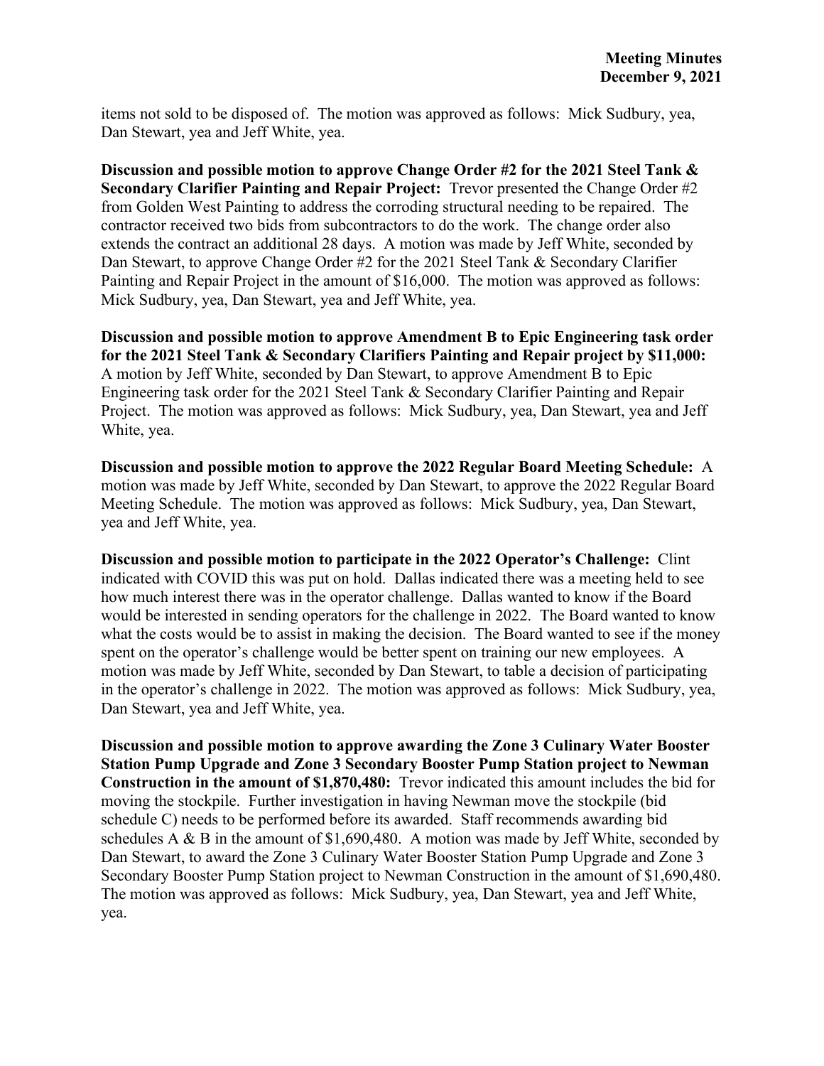items not sold to be disposed of. The motion was approved as follows: Mick Sudbury, yea, Dan Stewart, yea and Jeff White, yea.

**Discussion and possible motion to approve Change Order #2 for the 2021 Steel Tank & Secondary Clarifier Painting and Repair Project:** Trevor presented the Change Order #2 from Golden West Painting to address the corroding structural needing to be repaired. The contractor received two bids from subcontractors to do the work. The change order also extends the contract an additional 28 days. A motion was made by Jeff White, seconded by Dan Stewart, to approve Change Order #2 for the 2021 Steel Tank & Secondary Clarifier Painting and Repair Project in the amount of $16,000. The motion was approved as follows: Mick Sudbury, yea, Dan Stewart, yea and Jeff White, yea.

**Discussion and possible motion to approve Amendment B to Epic Engineering task order for the 2021 Steel Tank & Secondary Clarifiers Painting and Repair project by $11,000:** A motion by Jeff White, seconded by Dan Stewart, to approve Amendment B to Epic Engineering task order for the 2021 Steel Tank & Secondary Clarifier Painting and Repair Project. The motion was approved as follows: Mick Sudbury, yea, Dan Stewart, yea and Jeff White, yea.

**Discussion and possible motion to approve the 2022 Regular Board Meeting Schedule:** A motion was made by Jeff White, seconded by Dan Stewart, to approve the 2022 Regular Board Meeting Schedule. The motion was approved as follows: Mick Sudbury, yea, Dan Stewart, yea and Jeff White, yea.

**Discussion and possible motion to participate in the 2022 Operator's Challenge:** Clint indicated with COVID this was put on hold. Dallas indicated there was a meeting held to see how much interest there was in the operator challenge. Dallas wanted to know if the Board would be interested in sending operators for the challenge in 2022. The Board wanted to know what the costs would be to assist in making the decision. The Board wanted to see if the money spent on the operator's challenge would be better spent on training our new employees. A motion was made by Jeff White, seconded by Dan Stewart, to table a decision of participating in the operator's challenge in 2022. The motion was approved as follows: Mick Sudbury, yea, Dan Stewart, yea and Jeff White, yea.

**Discussion and possible motion to approve awarding the Zone 3 Culinary Water Booster Station Pump Upgrade and Zone 3 Secondary Booster Pump Station project to Newman Construction in the amount of $1,870,480:** Trevor indicated this amount includes the bid for moving the stockpile. Further investigation in having Newman move the stockpile (bid schedule C) needs to be performed before its awarded. Staff recommends awarding bid schedules A & B in the amount of $1,690,480. A motion was made by Jeff White, seconded by Dan Stewart, to award the Zone 3 Culinary Water Booster Station Pump Upgrade and Zone 3 Secondary Booster Pump Station project to Newman Construction in the amount of $1,690,480. The motion was approved as follows: Mick Sudbury, yea, Dan Stewart, yea and Jeff White, yea.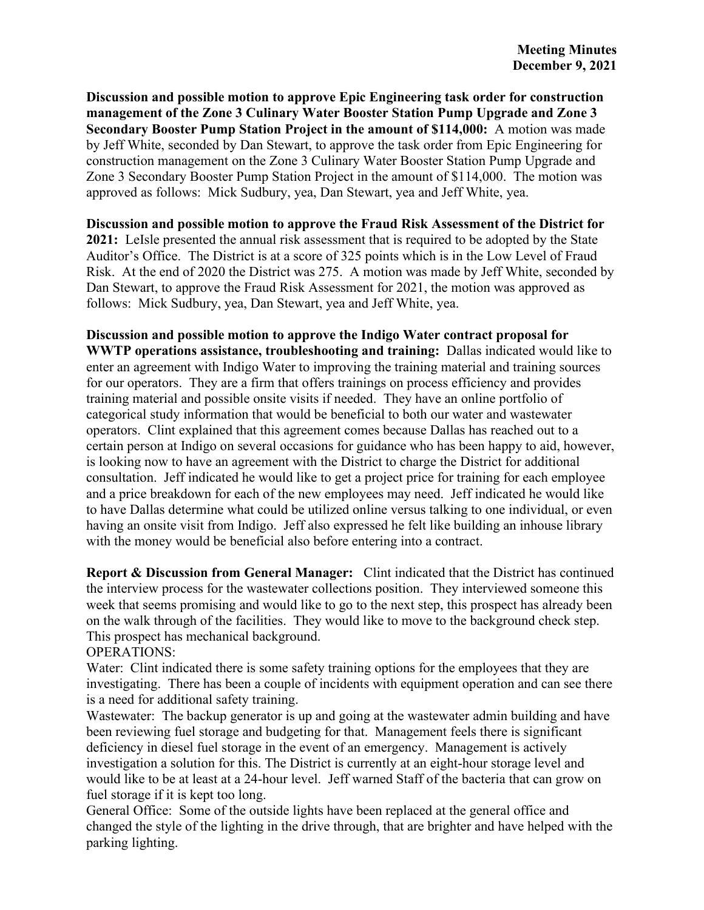**Discussion and possible motion to approve Epic Engineering task order for construction management of the Zone 3 Culinary Water Booster Station Pump Upgrade and Zone 3 Secondary Booster Pump Station Project in the amount of $114,000:** A motion was made by Jeff White, seconded by Dan Stewart, to approve the task order from Epic Engineering for construction management on the Zone 3 Culinary Water Booster Station Pump Upgrade and Zone 3 Secondary Booster Pump Station Project in the amount of $114,000. The motion was approved as follows: Mick Sudbury, yea, Dan Stewart, yea and Jeff White, yea.

**Discussion and possible motion to approve the Fraud Risk Assessment of the District for 2021:** LeIsle presented the annual risk assessment that is required to be adopted by the State Auditor's Office. The District is at a score of 325 points which is in the Low Level of Fraud Risk. At the end of 2020 the District was 275. A motion was made by Jeff White, seconded by Dan Stewart, to approve the Fraud Risk Assessment for 2021, the motion was approved as follows: Mick Sudbury, yea, Dan Stewart, yea and Jeff White, yea.

**Discussion and possible motion to approve the Indigo Water contract proposal for WWTP operations assistance, troubleshooting and training:** Dallas indicated would like to enter an agreement with Indigo Water to improving the training material and training sources for our operators. They are a firm that offers trainings on process efficiency and provides training material and possible onsite visits if needed. They have an online portfolio of categorical study information that would be beneficial to both our water and wastewater operators. Clint explained that this agreement comes because Dallas has reached out to a certain person at Indigo on several occasions for guidance who has been happy to aid, however, is looking now to have an agreement with the District to charge the District for additional consultation. Jeff indicated he would like to get a project price for training for each employee and a price breakdown for each of the new employees may need. Jeff indicated he would like to have Dallas determine what could be utilized online versus talking to one individual, or even having an onsite visit from Indigo. Jeff also expressed he felt like building an inhouse library with the money would be beneficial also before entering into a contract.

**Report & Discussion from General Manager:** Clint indicated that the District has continued the interview process for the wastewater collections position. They interviewed someone this week that seems promising and would like to go to the next step, this prospect has already been on the walk through of the facilities. They would like to move to the background check step. This prospect has mechanical background.

OPERATIONS:

Water: Clint indicated there is some safety training options for the employees that they are investigating. There has been a couple of incidents with equipment operation and can see there is a need for additional safety training.

Wastewater: The backup generator is up and going at the wastewater admin building and have been reviewing fuel storage and budgeting for that. Management feels there is significant deficiency in diesel fuel storage in the event of an emergency. Management is actively investigation a solution for this. The District is currently at an eight-hour storage level and would like to be at least at a 24-hour level. Jeff warned Staff of the bacteria that can grow on fuel storage if it is kept too long.

General Office: Some of the outside lights have been replaced at the general office and changed the style of the lighting in the drive through, that are brighter and have helped with the parking lighting.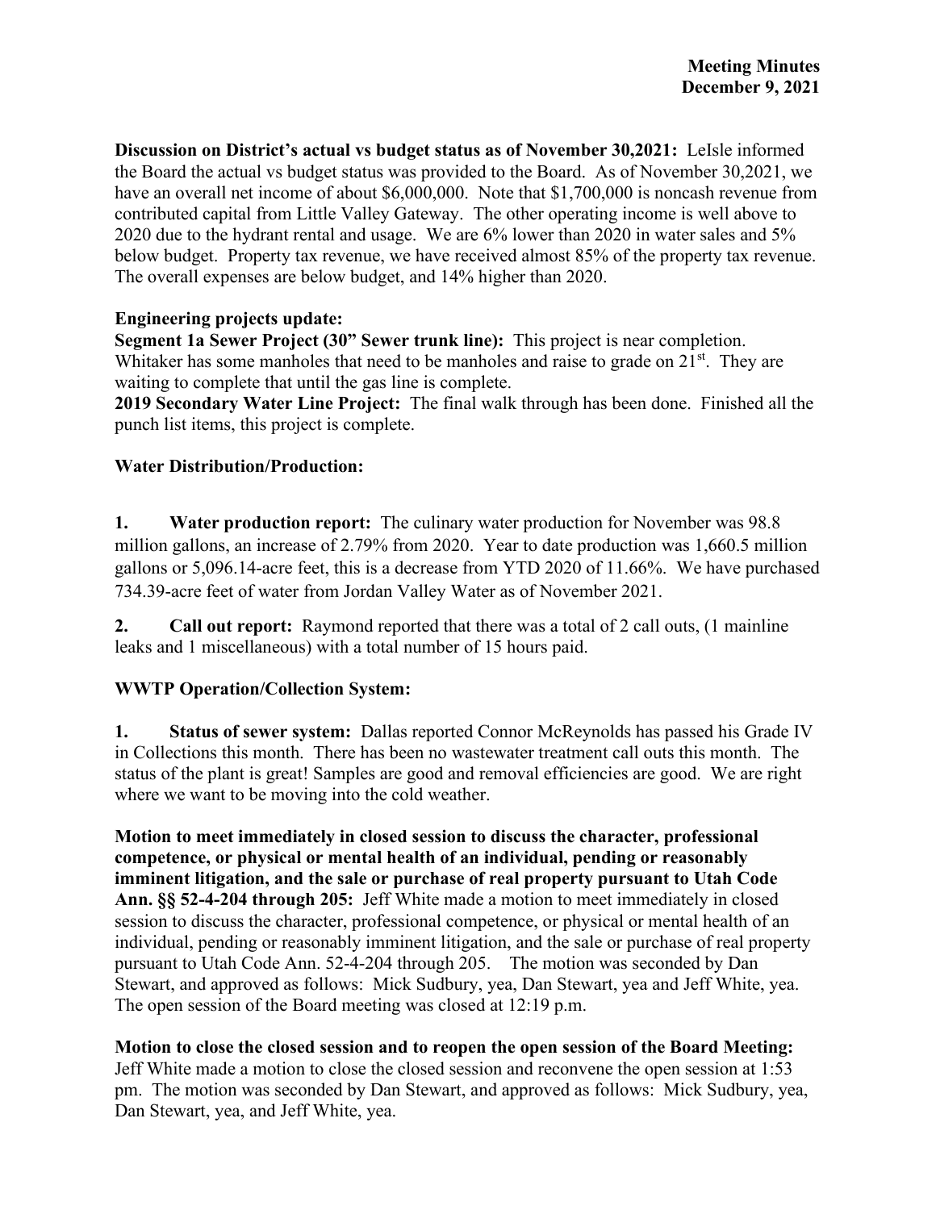**Meeting Minutes**
**December 9, 2021**

**Discussion on District's actual vs budget status as of November 30,2021:** LeIsle informed the Board the actual vs budget status was provided to the Board. As of November 30,2021, we have an overall net income of about $6,000,000. Note that $1,700,000 is noncash revenue from contributed capital from Little Valley Gateway. The other operating income is well above to 2020 due to the hydrant rental and usage. We are 6% lower than 2020 in water sales and 5% below budget. Property tax revenue, we have received almost 85% of the property tax revenue. The overall expenses are below budget, and 14% higher than 2020.

**Engineering projects update:**

**Segment 1a Sewer Project (30" Sewer trunk line):** This project is near completion. Whitaker has some manholes that need to be manholes and raise to grade on 21st. They are waiting to complete that until the gas line is complete.

**2019 Secondary Water Line Project:** The final walk through has been done. Finished all the punch list items, this project is complete.

**Water Distribution/Production:**

**1. Water production report:** The culinary water production for November was 98.8 million gallons, an increase of 2.79% from 2020. Year to date production was 1,660.5 million gallons or 5,096.14-acre feet, this is a decrease from YTD 2020 of 11.66%. We have purchased 734.39-acre feet of water from Jordan Valley Water as of November 2021.

**2. Call out report:** Raymond reported that there was a total of 2 call outs, (1 mainline leaks and 1 miscellaneous) with a total number of 15 hours paid.

**WWTP Operation/Collection System:**

**1. Status of sewer system:** Dallas reported Connor McReynolds has passed his Grade IV in Collections this month. There has been no wastewater treatment call outs this month. The status of the plant is great! Samples are good and removal efficiencies are good. We are right where we want to be moving into the cold weather.

**Motion to meet immediately in closed session to discuss the character, professional competence, or physical or mental health of an individual, pending or reasonably imminent litigation, and the sale or purchase of real property pursuant to Utah Code Ann. §§ 52-4-204 through 205:** Jeff White made a motion to meet immediately in closed session to discuss the character, professional competence, or physical or mental health of an individual, pending or reasonably imminent litigation, and the sale or purchase of real property pursuant to Utah Code Ann. 52-4-204 through 205. The motion was seconded by Dan Stewart, and approved as follows: Mick Sudbury, yea, Dan Stewart, yea and Jeff White, yea. The open session of the Board meeting was closed at 12:19 p.m.

**Motion to close the closed session and to reopen the open session of the Board Meeting:** Jeff White made a motion to close the closed session and reconvene the open session at 1:53 pm. The motion was seconded by Dan Stewart, and approved as follows: Mick Sudbury, yea, Dan Stewart, yea, and Jeff White, yea.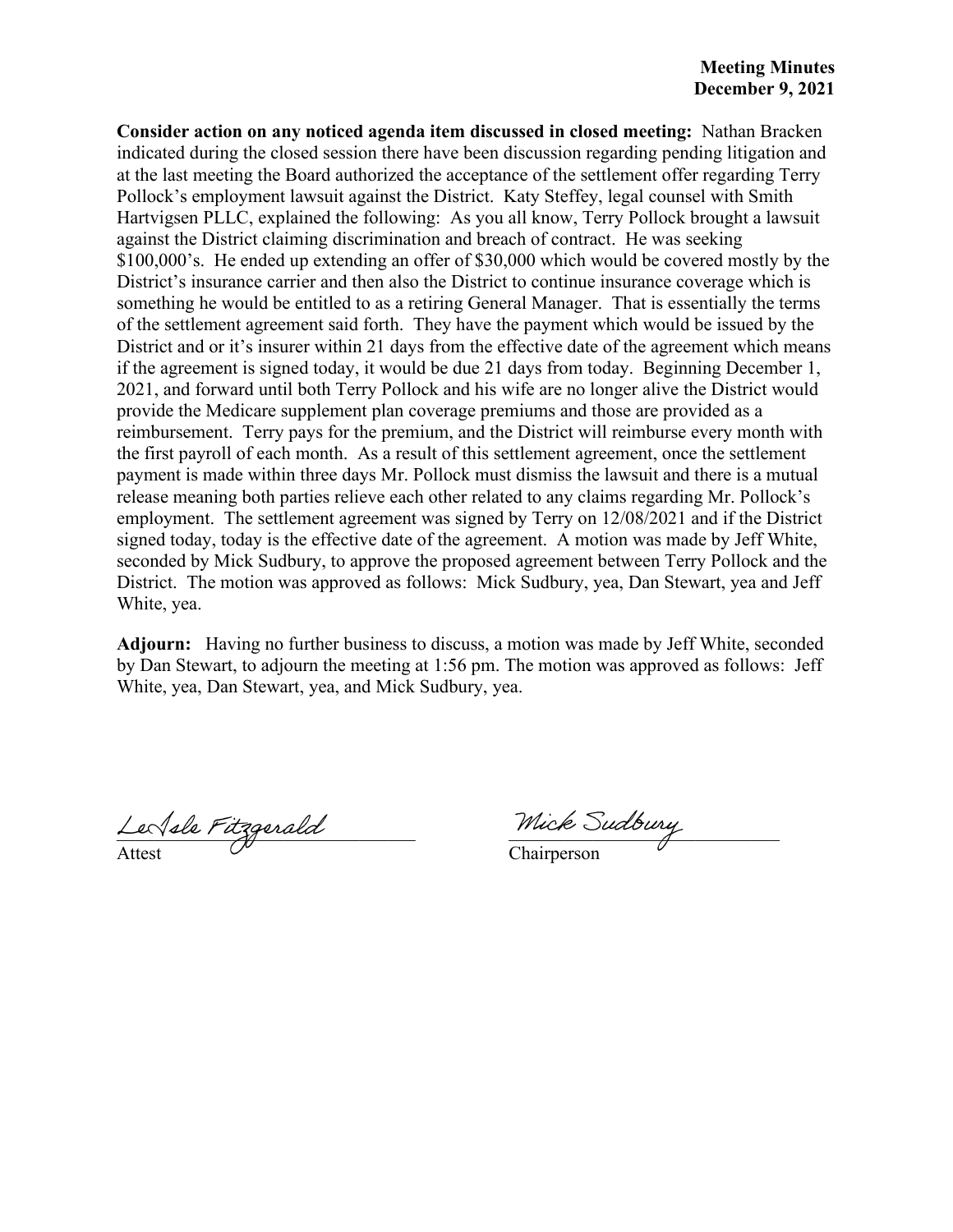**Meeting Minutes**
**December 9, 2021**

**Consider action on any noticed agenda item discussed in closed meeting:** Nathan Bracken indicated during the closed session there have been discussion regarding pending litigation and at the last meeting the Board authorized the acceptance of the settlement offer regarding Terry Pollock's employment lawsuit against the District. Katy Steffey, legal counsel with Smith Hartvigsen PLLC, explained the following: As you all know, Terry Pollock brought a lawsuit against the District claiming discrimination and breach of contract. He was seeking $100,000's. He ended up extending an offer of $30,000 which would be covered mostly by the District's insurance carrier and then also the District to continue insurance coverage which is something he would be entitled to as a retiring General Manager. That is essentially the terms of the settlement agreement said forth. They have the payment which would be issued by the District and or it's insurer within 21 days from the effective date of the agreement which means if the agreement is signed today, it would be due 21 days from today. Beginning December 1, 2021, and forward until both Terry Pollock and his wife are no longer alive the District would provide the Medicare supplement plan coverage premiums and those are provided as a reimbursement. Terry pays for the premium, and the District will reimburse every month with the first payroll of each month. As a result of this settlement agreement, once the settlement payment is made within three days Mr. Pollock must dismiss the lawsuit and there is a mutual release meaning both parties relieve each other related to any claims regarding Mr. Pollock's employment. The settlement agreement was signed by Terry on 12/08/2021 and if the District signed today, today is the effective date of the agreement. A motion was made by Jeff White, seconded by Mick Sudbury, to approve the proposed agreement between Terry Pollock and the District. The motion was approved as follows: Mick Sudbury, yea, Dan Stewart, yea and Jeff White, yea.

**Adjourn:** Having no further business to discuss, a motion was made by Jeff White, seconded by Dan Stewart, to adjourn the meeting at 1:56 pm. The motion was approved as follows: Jeff White, yea, Dan Stewart, yea, and Mick Sudbury, yea.

LeAsle Fitzgerald
Attest

Mick Sudbury
Chairperson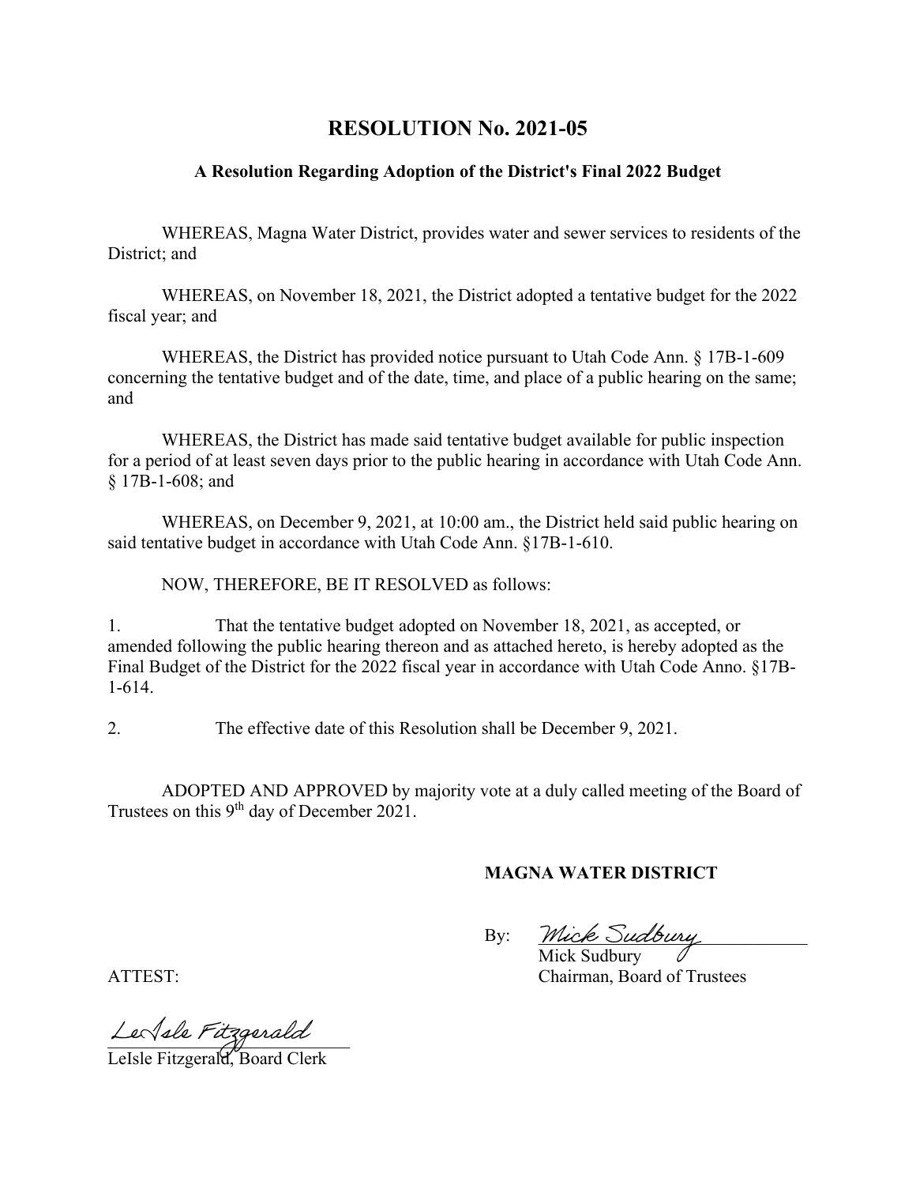# RESOLUTION No. 2021-05

### A Resolution Regarding Adoption of the District's Final 2022 Budget

WHEREAS, Magna Water District, provides water and sewer services to residents of the District; and

WHEREAS, on November 18, 2021, the District adopted a tentative budget for the 2022 fiscal year; and

WHEREAS, the District has provided notice pursuant to Utah Code Ann. § 17B-1-609 concerning the tentative budget and of the date, time, and place of a public hearing on the same; and

WHEREAS, the District has made said tentative budget available for public inspection for a period of at least seven days prior to the public hearing in accordance with Utah Code Ann. § 17B-1-608; and

WHEREAS, on December 9, 2021, at 10:00 am., the District held said public hearing on said tentative budget in accordance with Utah Code Ann. §17B-1-610.

NOW, THEREFORE, BE IT RESOLVED as follows:

1. That the tentative budget adopted on November 18, 2021, as accepted, or amended following the public hearing thereon and as attached hereto, is hereby adopted as the Final Budget of the District for the 2022 fiscal year in accordance with Utah Code Anno. §17B-1-614.

2. The effective date of this Resolution shall be December 9, 2021.

ADOPTED AND APPROVED by majority vote at a duly called meeting of the Board of Trustees on this 9th day of December 2021.

**MAGNA WATER DISTRICT**

By: *Mick Sudbury*
Mick Sudbury
Chairman, Board of Trustees

ATTEST:

*LeIsle Fitzgerald*
LeIsle Fitzgerald, Board Clerk